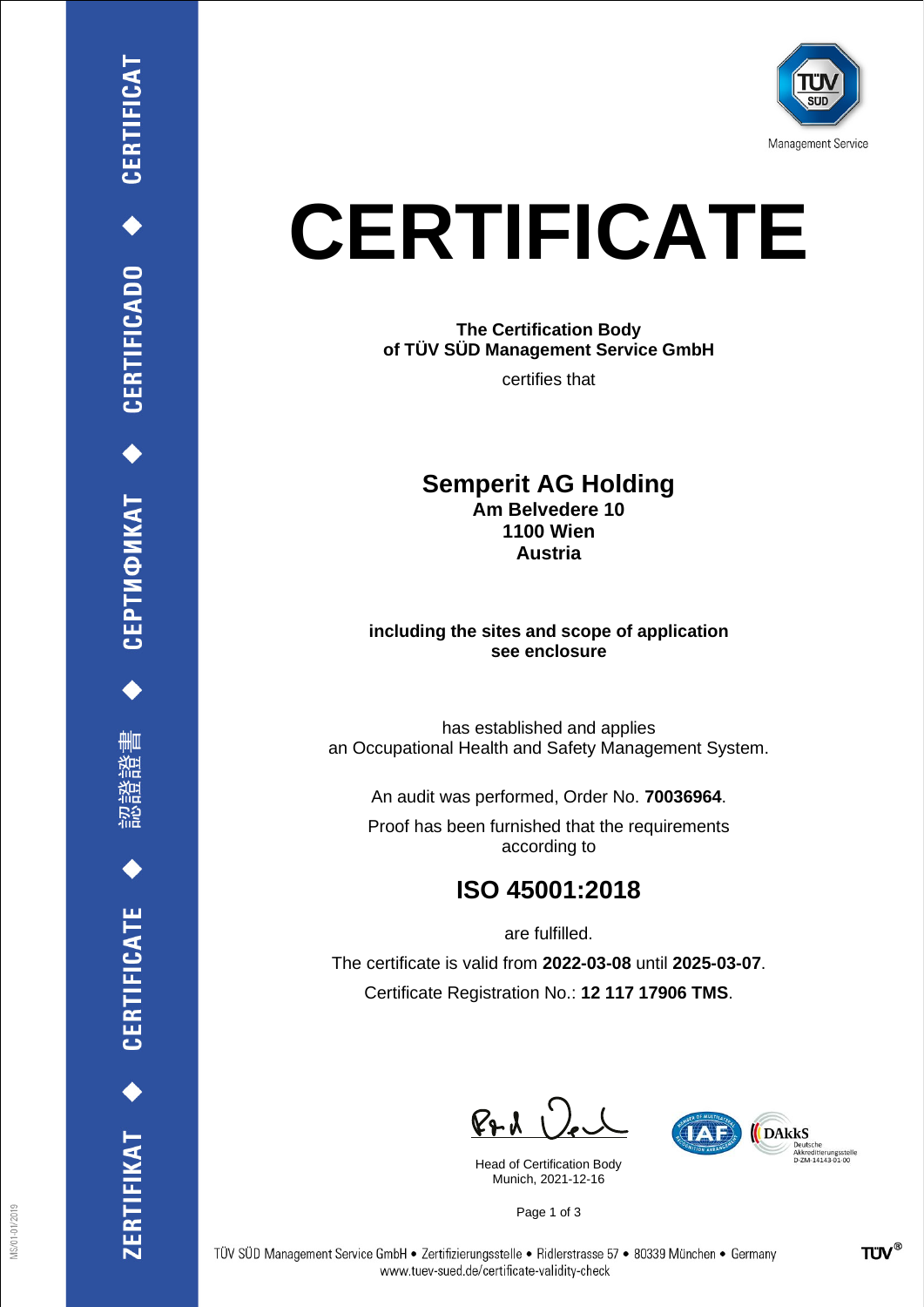# CERTIFICATE

**The Certification Body**
**of TÜV SÜD Management Service GmbH**

certifies that

## Semperit AG Holding

**Am Belvedere 10**
**1100 Wien**
**Austria**

**including the sites and scope of application**
**see enclosure**

has established and applies
an Occupational Health and Safety Management System.

An audit was performed, Order No. **70036964**.

Proof has been furnished that the requirements
according to

## ISO 45001:2018

are fulfilled.

The certificate is valid from **2022-03-08** until **2025-03-07**.

Certificate Registration No.: **12 117 17906 TMS**.

Head of Certification Body
Munich, 2021-12-16

TÜV SÜD Management Service GmbH • Zertifizierungsstelle • Ridlerstrasse 57 • 80339 München • Germany
www.tuev-sued.de/certificate-validity-check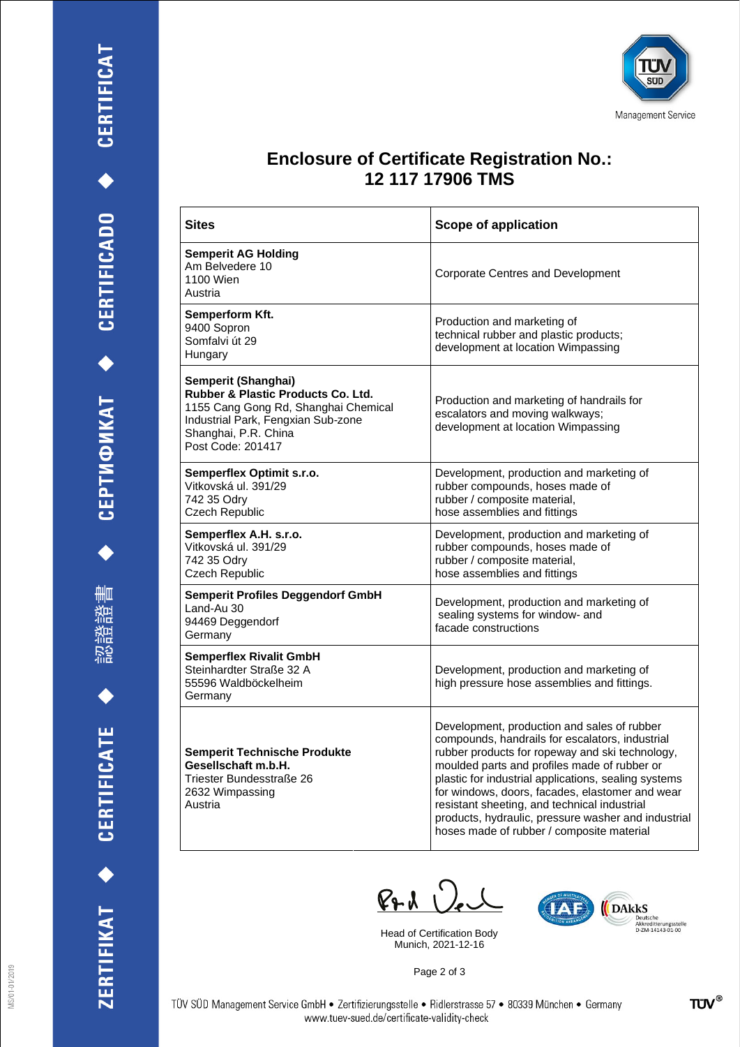TÜV SÜD Management Service

# Enclosure of Certificate Registration No.: 12 117 17906 TMS

| Sites | Scope of application |
|---|---|
| **Semperit AG Holding**<br>Am Belvedere 10<br>1100 Wien<br>Austria | Corporate Centres and Development |
| **Semperform Kft.**<br>9400 Sopron<br>Somfalvi út 29<br>Hungary | Production and marketing of technical rubber and plastic products; development at location Wimpassing |
| **Semperit (Shanghai) Rubber & Plastic Products Co. Ltd.**<br>1155 Cang Gong Rd, Shanghai Chemical Industrial Park, Fengxian Sub-zone<br>Shanghai, P.R. China<br>Post Code: 201417 | Production and marketing of handrails for escalators and moving walkways; development at location Wimpassing |
| **Semperflex Optimit s.r.o.**<br>Vitkovská ul. 391/29<br>742 35 Odry<br>Czech Republic | Development, production and marketing of rubber compounds, hoses made of rubber / composite material, hose assemblies and fittings |
| **Semperflex A.H. s.r.o.**<br>Vitkovská ul. 391/29<br>742 35 Odry<br>Czech Republic | Development, production and marketing of rubber compounds, hoses made of rubber / composite material, hose assemblies and fittings |
| **Semperit Profiles Deggendorf GmbH**<br>Land-Au 30<br>94469 Deggendorf<br>Germany | Development, production and marketing of sealing systems for window- and facade constructions |
| **Semperflex Rivalit GmbH**<br>Steinhardter Straße 32 A<br>55596 Waldböckelheim<br>Germany | Development, production and marketing of high pressure hose assemblies and fittings. |
| **Semperit Technische Produkte Gesellschaft m.b.H.**<br>Triester Bundesstraße 26<br>2632 Wimpassing<br>Austria | Development, production and sales of rubber compounds, handrails for escalators, industrial rubber products for ropeway and ski technology, moulded parts and profiles made of rubber or plastic for industrial applications, sealing systems for windows, doors, facades, elastomer and wear resistant sheeting, and technical industrial products, hydraulic, pressure washer and industrial hoses made of rubber / composite material |

Head of Certification Body
Munich, 2021-12-16

DAkkS Deutsche Akkreditierungsstelle D-ZM-14143-01-00

TÜV SÜD Management Service GmbH • Zertifizierungsstelle • Ridlerstrasse 57 • 80339 München • Germany
www.tuev-sued.de/certificate-validity-check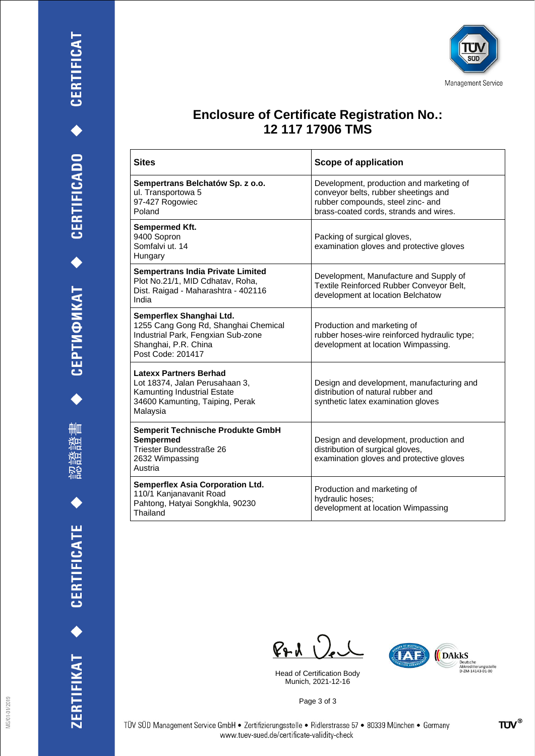Management Service

# Enclosure of Certificate Registration No.: 12 117 17906 TMS

| Sites | Scope of application |
|---|---|
| **Sempertrans Bełchatów Sp. z o.o.**<br>ul. Transportowa 5<br>97-427 Rogowiec<br>Poland | Development, production and marketing of conveyor belts, rubber sheetings and rubber compounds, steel zinc- and brass-coated cords, strands and wires. |
| **Sempermed Kft.**<br>9400 Sopron<br>Somfalvi ut. 14<br>Hungary | Packing of surgical gloves, examination gloves and protective gloves |
| **Sempertrans India Private Limited**<br>Plot No.21/1, MID Cdhatav, Roha,<br>Dist. Raigad - Maharashtra - 402116<br>India | Development, Manufacture and Supply of Textile Reinforced Rubber Conveyor Belt, development at location Belchatow |
| **Semperflex Shanghai Ltd.**<br>1255 Cang Gong Rd, Shanghai Chemical Industrial Park, Fengxian Sub-zone<br>Shanghai, P.R. China<br>Post Code: 201417 | Production and marketing of rubber hoses-wire reinforced hydraulic type; development at location Wimpassing. |
| **Latexx Partners Berhad**<br>Lot 18374, Jalan Perusahaan 3,<br>Kamunting Industrial Estate<br>34600 Kamunting, Taiping, Perak<br>Malaysia | Design and development, manufacturing and distribution of natural rubber and synthetic latex examination gloves |
| **Semperit Technische Produkte GmbH Sempermed**<br>Triester Bundesstraße 26<br>2632 Wimpassing<br>Austria | Design and development, production and distribution of surgical gloves, examination gloves and protective gloves |
| **Semperflex Asia Corporation Ltd.**<br>110/1 Kanjanavanit Road<br>Pahtong, Hatyai Songkhla, 90230<br>Thailand | Production and marketing of hydraulic hoses; development at location Wimpassing |

Head of Certification Body
Munich, 2021-12-16

DAkkS Deutsche Akkreditierungsstelle D-ZM-14143-01-00

TÜV SÜD Management Service GmbH • Zertifizierungsstelle • Ridlerstrasse 57 • 80339 München • Germany
www.tuev-sued.de/certificate-validity-check